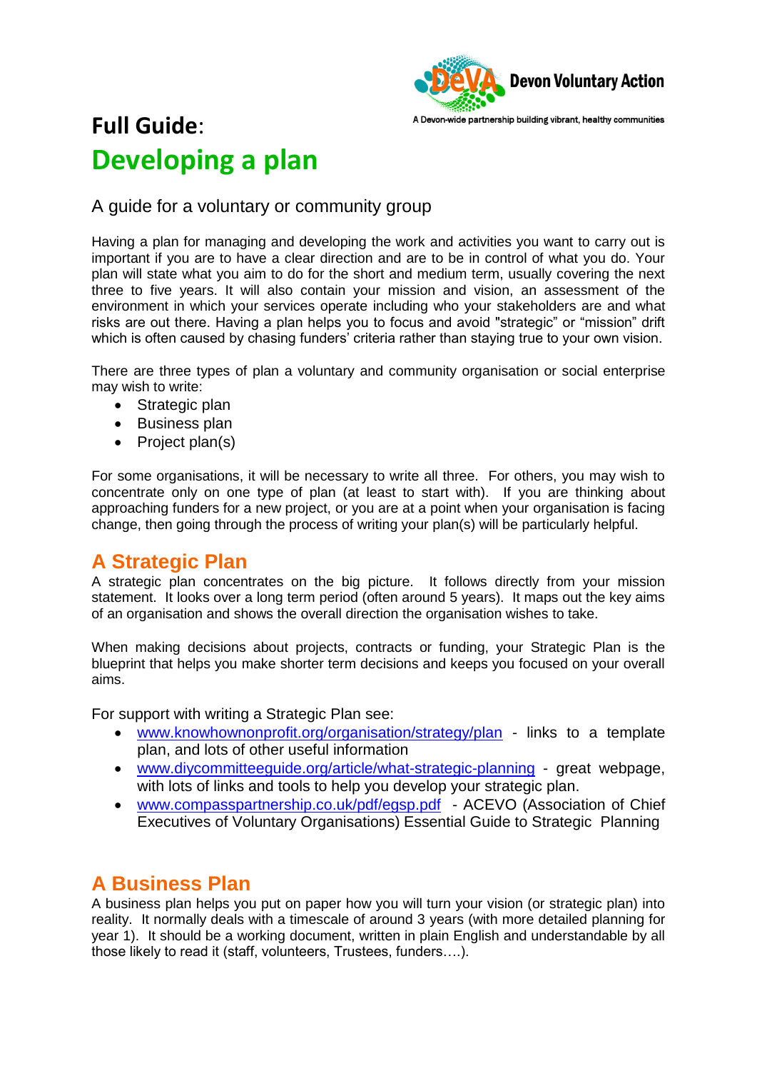Devon Voluntary Action

A Devon-wide partnership building vibrant, healthy communities

# **Full Guide**: Developing a plan

## A guide for a voluntary or community group

Having a plan for managing and developing the work and activities you want to carry out is important if you are to have a clear direction and are to be in control of what you do. Your plan will state what you aim to do for the short and medium term, usually covering the next three to five years. It will also contain your mission and vision, an assessment of the environment in which your services operate including who your stakeholders are and what risks are out there. Having a plan helps you to focus and avoid "strategic" or "mission" drift which is often caused by chasing funders' criteria rather than staying true to your own vision.

There are three types of plan a voluntary and community organisation or social enterprise may wish to write:

- Strategic plan
- Business plan
- Project plan(s)

For some organisations, it will be necessary to write all three. For others, you may wish to concentrate only on one type of plan (at least to start with). If you are thinking about approaching funders for a new project, or you are at a point when your organisation is facing change, then going through the process of writing your plan(s) will be particularly helpful.

## A Strategic Plan

A strategic plan concentrates on the big picture. It follows directly from your mission statement. It looks over a long term period (often around 5 years). It maps out the key aims of an organisation and shows the overall direction the organisation wishes to take.

When making decisions about projects, contracts or funding, your Strategic Plan is the blueprint that helps you make shorter term decisions and keeps you focused on your overall aims.

For support with writing a Strategic Plan see:

- www.knowhownonprofit.org/organisation/strategy/plan - links to a template plan, and lots of other useful information
- www.diycommitteeguide.org/article/what-strategic-planning - great webpage, with lots of links and tools to help you develop your strategic plan.
- www.compasspartnership.co.uk/pdf/egsp.pdf - ACEVO (Association of Chief Executives of Voluntary Organisations) Essential Guide to Strategic Planning

## A Business Plan

A business plan helps you put on paper how you will turn your vision (or strategic plan) into reality. It normally deals with a timescale of around 3 years (with more detailed planning for year 1). It should be a working document, written in plain English and understandable by all those likely to read it (staff, volunteers, Trustees, funders….).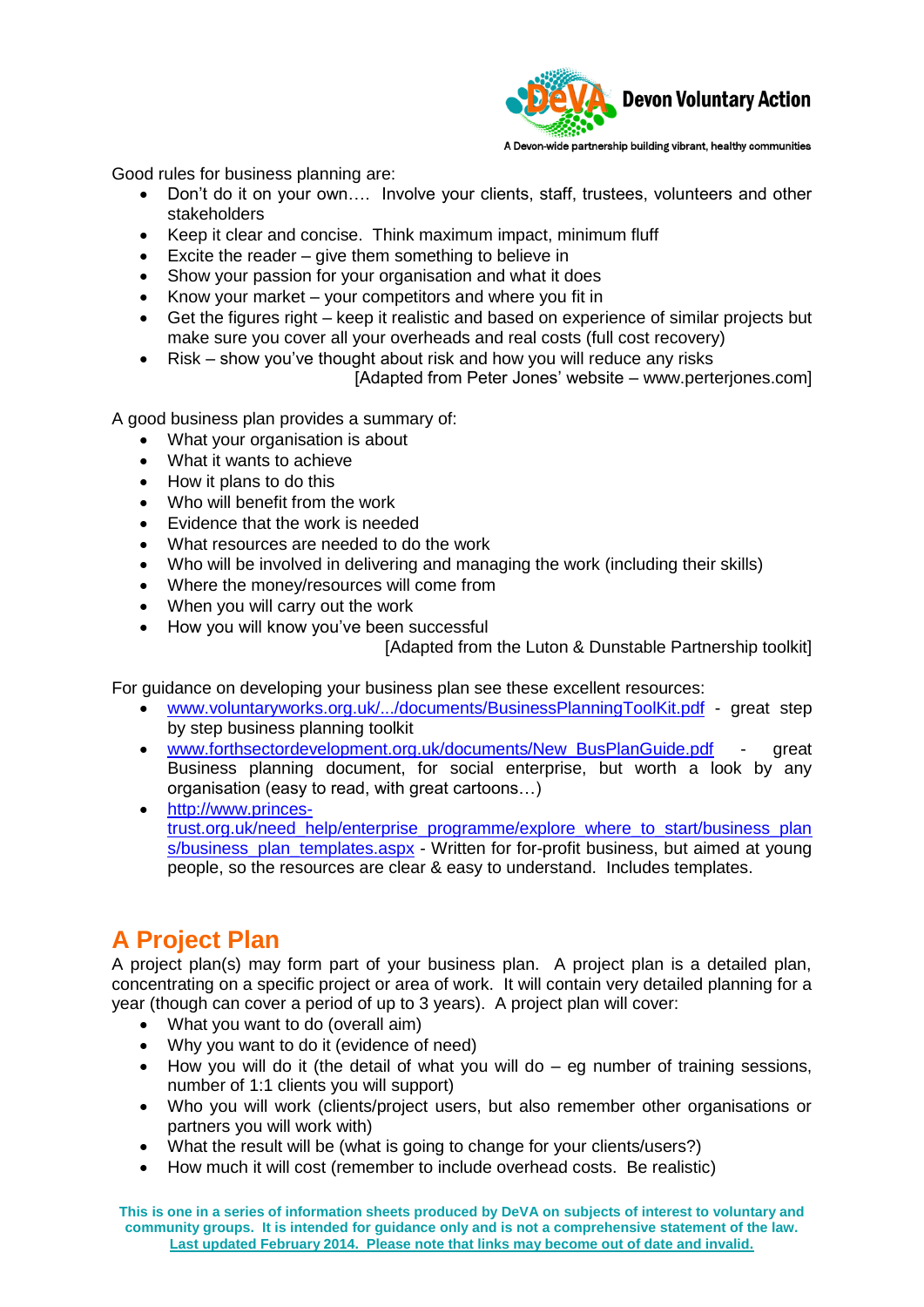Good rules for business planning are:

- Don't do it on your own…. Involve your clients, staff, trustees, volunteers and other stakeholders
- Keep it clear and concise. Think maximum impact, minimum fluff
- Excite the reader – give them something to believe in
- Show your passion for your organisation and what it does
- Know your market – your competitors and where you fit in
- Get the figures right – keep it realistic and based on experience of similar projects but make sure you cover all your overheads and real costs (full cost recovery)
- Risk – show you've thought about risk and how you will reduce any risks

[Adapted from Peter Jones' website – www.perterjones.com]

A good business plan provides a summary of:

- What your organisation is about
- What it wants to achieve
- How it plans to do this
- Who will benefit from the work
- Evidence that the work is needed
- What resources are needed to do the work
- Who will be involved in delivering and managing the work (including their skills)
- Where the money/resources will come from
- When you will carry out the work
- How you will know you've been successful

[Adapted from the Luton & Dunstable Partnership toolkit]

For guidance on developing your business plan see these excellent resources:

- www.voluntaryworks.org.uk/.../documents/BusinessPlanningToolKit.pdf - great step by step business planning toolkit
- www.forthsectordevelopment.org.uk/documents/New_BusPlanGuide.pdf - great Business planning document, for social enterprise, but worth a look by any organisation (easy to read, with great cartoons…)
- http://www.princes-trust.org.uk/need_help/enterprise_programme/explore_where_to_start/business_plans/business_plan_templates.aspx - Written for for-profit business, but aimed at young people, so the resources are clear & easy to understand. Includes templates.

## A Project Plan

A project plan(s) may form part of your business plan. A project plan is a detailed plan, concentrating on a specific project or area of work. It will contain very detailed planning for a year (though can cover a period of up to 3 years). A project plan will cover:

- What you want to do (overall aim)
- Why you want to do it (evidence of need)
- How you will do it (the detail of what you will do – eg number of training sessions, number of 1:1 clients you will support)
- Who you will work (clients/project users, but also remember other organisations or partners you will work with)
- What the result will be (what is going to change for your clients/users?)
- How much it will cost (remember to include overhead costs. Be realistic)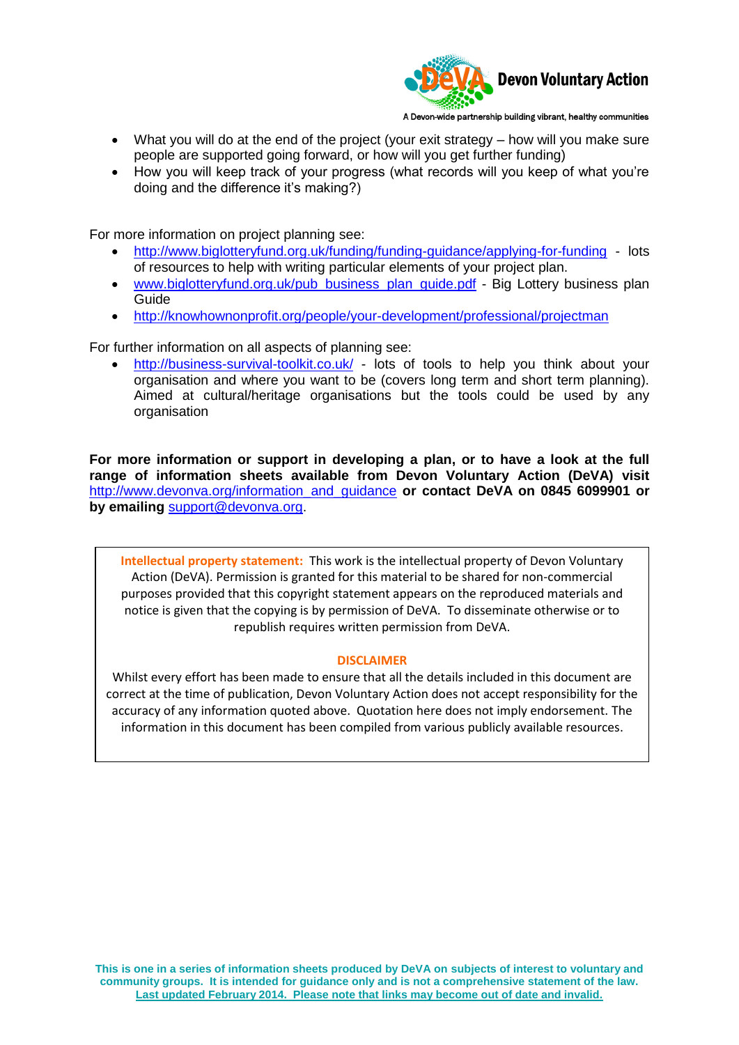- What you will do at the end of the project (your exit strategy – how will you make sure people are supported going forward, or how will you get further funding)
- How you will keep track of your progress (what records will you keep of what you're doing and the difference it's making?)

For more information on project planning see:

- http://www.biglotteryfund.org.uk/funding/funding-guidance/applying-for-funding - lots of resources to help with writing particular elements of your project plan.
- www.biglotteryfund.org.uk/pub_business_plan_guide.pdf - Big Lottery business plan Guide
- http://knowhownonprofit.org/people/your-development/professional/projectman

For further information on all aspects of planning see:

- http://business-survival-toolkit.co.uk/ - lots of tools to help you think about your organisation and where you want to be (covers long term and short term planning). Aimed at cultural/heritage organisations but the tools could be used by any organisation

**For more information or support in developing a plan, or to have a look at the full range of information sheets available from Devon Voluntary Action (DeVA) visit** http://www.devonva.org/information_and_guidance **or contact DeVA on 0845 6099901 or by emailing** support@devonva.org.

**Intellectual property statement:** This work is the intellectual property of Devon Voluntary Action (DeVA). Permission is granted for this material to be shared for non-commercial purposes provided that this copyright statement appears on the reproduced materials and notice is given that the copying is by permission of DeVA. To disseminate otherwise or to republish requires written permission from DeVA.

**DISCLAIMER**

Whilst every effort has been made to ensure that all the details included in this document are correct at the time of publication, Devon Voluntary Action does not accept responsibility for the accuracy of any information quoted above. Quotation here does not imply endorsement. The information in this document has been compiled from various publicly available resources.

**This is one in a series of information sheets produced by DeVA on subjects of interest to voluntary and community groups. It is intended for guidance only and is not a comprehensive statement of the law.**
**Last updated February 2014. Please note that links may become out of date and invalid.**